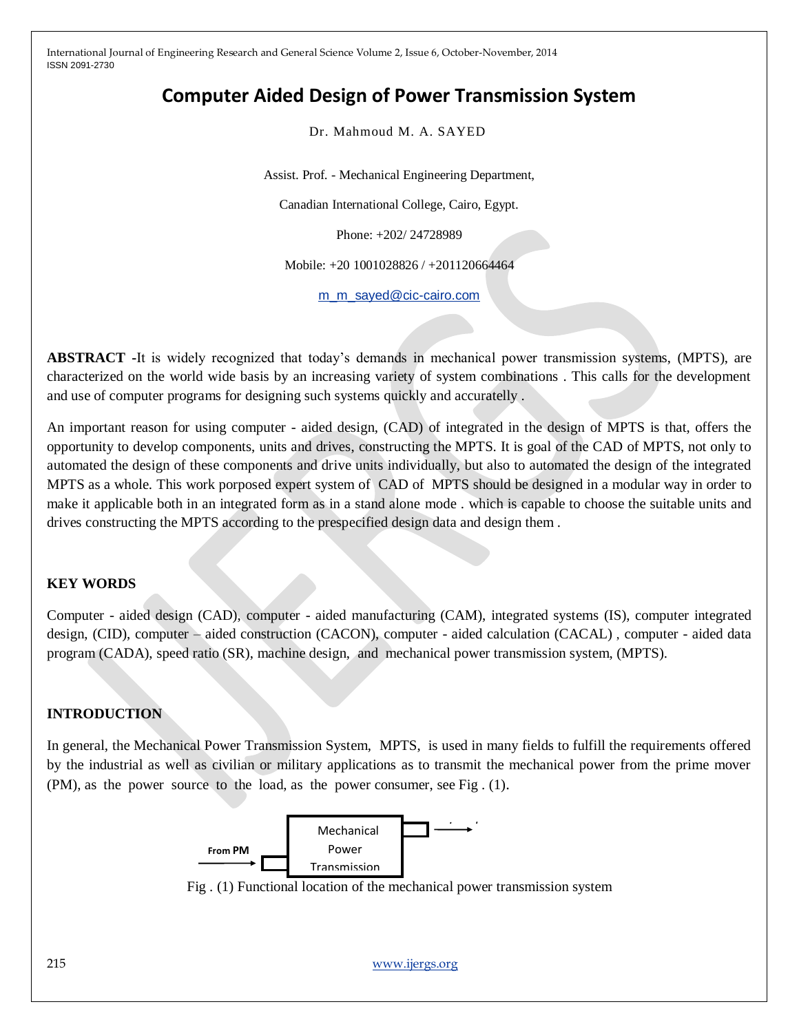# Computer Aided Design of Power Transmission System

Dr. Mahmoud M. A. SAYED

Assist. Prof. - Mechanical Engineering Department,

Canadian International College, Cairo, Egypt.

Phone: +202/ 24728989

Mobile: +20 1001028826 / +201120664464

m_m_sayed@cic-cairo.com

**ABSTRACT -**It is widely recognized that today's demands in mechanical power transmission systems, (MPTS), are characterized on the world wide basis by an increasing variety of system combinations . This calls for the development and use of computer programs for designing such systems quickly and accurately .

An important reason for using computer - aided design, (CAD) of integrated in the design of MPTS is that, offers the opportunity to develop components, units and drives, constructing the MPTS. It is goal of the CAD of MPTS, not only to automated the design of these components and drive units individually, but also to automated the design of the integrated MPTS as a whole. This work porposed expert system of CAD of MPTS should be designed in a modular way in order to make it applicable both in an integrated form as in a stand alone mode . which is capable to choose the suitable units and drives constructing the MPTS according to the prespecified design data and design them .

## KEY WORDS

Computer - aided design (CAD), computer - aided manufacturing (CAM), integrated systems (IS), computer integrated design, (CID), computer – aided construction (CACON), computer - aided calculation (CACAL) , computer - aided data program (CADA), speed ratio (SR), machine design, and mechanical power transmission system, (MPTS).

## INTRODUCTION

In general, the Mechanical Power Transmission System, MPTS, is used in many fields to fulfill the requirements offered by the industrial as well as civilian or military applications as to transmit the mechanical power from the prime mover (PM), as the power source to the load, as the power consumer, see Fig . (1).

From PM → Mechanical Power Transmission →

Fig . (1) Functional location of the mechanical power transmission system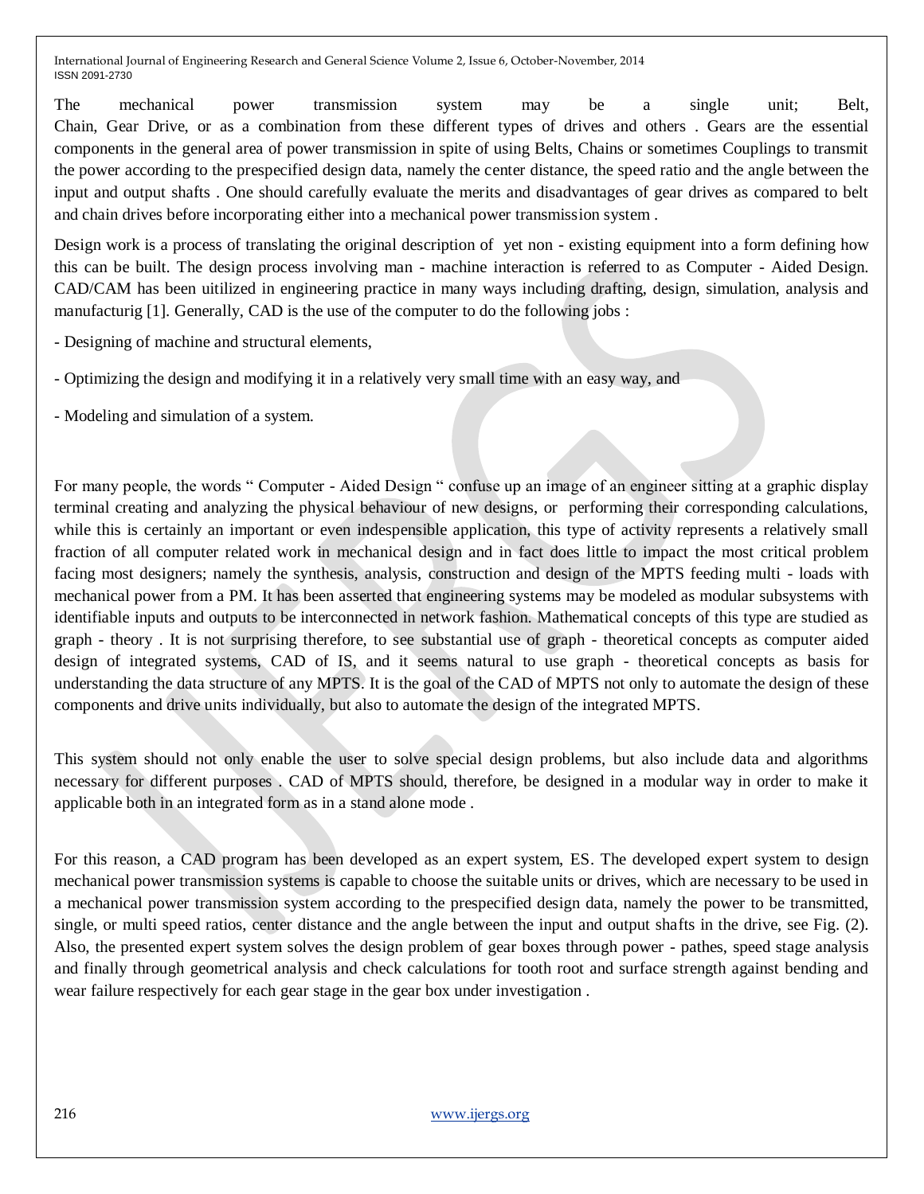The mechanical power transmission system may be a single unit; Belt, Chain, Gear Drive, or as a combination from these different types of drives and others . Gears are the essential components in the general area of power transmission in spite of using Belts, Chains or sometimes Couplings to transmit the power according to the prespecified design data, namely the center distance, the speed ratio and the angle between the input and output shafts . One should carefully evaluate the merits and disadvantages of gear drives as compared to belt and chain drives before incorporating either into a mechanical power transmission system .

Design work is a process of translating the original description of yet non - existing equipment into a form defining how this can be built. The design process involving man - machine interaction is referred to as Computer - Aided Design. CAD/CAM has been uitilized in engineering practice in many ways including drafting, design, simulation, analysis and manufacturig [1]. Generally, CAD is the use of the computer to do the following jobs :

- Designing of machine and structural elements,
- Optimizing the design and modifying it in a relatively very small time with an easy way, and
- Modeling and simulation of a system.

For many people, the words " Computer - Aided Design " confuse up an image of an engineer sitting at a graphic display terminal creating and analyzing the physical behaviour of new designs, or performing their corresponding calculations, while this is certainly an important or even indespensible application, this type of activity represents a relatively small fraction of all computer related work in mechanical design and in fact does little to impact the most critical problem facing most designers; namely the synthesis, analysis, construction and design of the MPTS feeding multi - loads with mechanical power from a PM. It has been asserted that engineering systems may be modeled as modular subsystems with identifiable inputs and outputs to be interconnected in network fashion. Mathematical concepts of this type are studied as graph - theory . It is not surprising therefore, to see substantial use of graph - theoretical concepts as computer aided design of integrated systems, CAD of IS, and it seems natural to use graph - theoretical concepts as basis for understanding the data structure of any MPTS. It is the goal of the CAD of MPTS not only to automate the design of these components and drive units individually, but also to automate the design of the integrated MPTS.

This system should not only enable the user to solve special design problems, but also include data and algorithms necessary for different purposes . CAD of MPTS should, therefore, be designed in a modular way in order to make it applicable both in an integrated form as in a stand alone mode .

For this reason, a CAD program has been developed as an expert system, ES. The developed expert system to design mechanical power transmission systems is capable to choose the suitable units or drives, which are necessary to be used in a mechanical power transmission system according to the prespecified design data, namely the power to be transmitted, single, or multi speed ratios, center distance and the angle between the input and output shafts in the drive, see Fig. (2). Also, the presented expert system solves the design problem of gear boxes through power - pathes, speed stage analysis and finally through geometrical analysis and check calculations for tooth root and surface strength against bending and wear failure respectively for each gear stage in the gear box under investigation .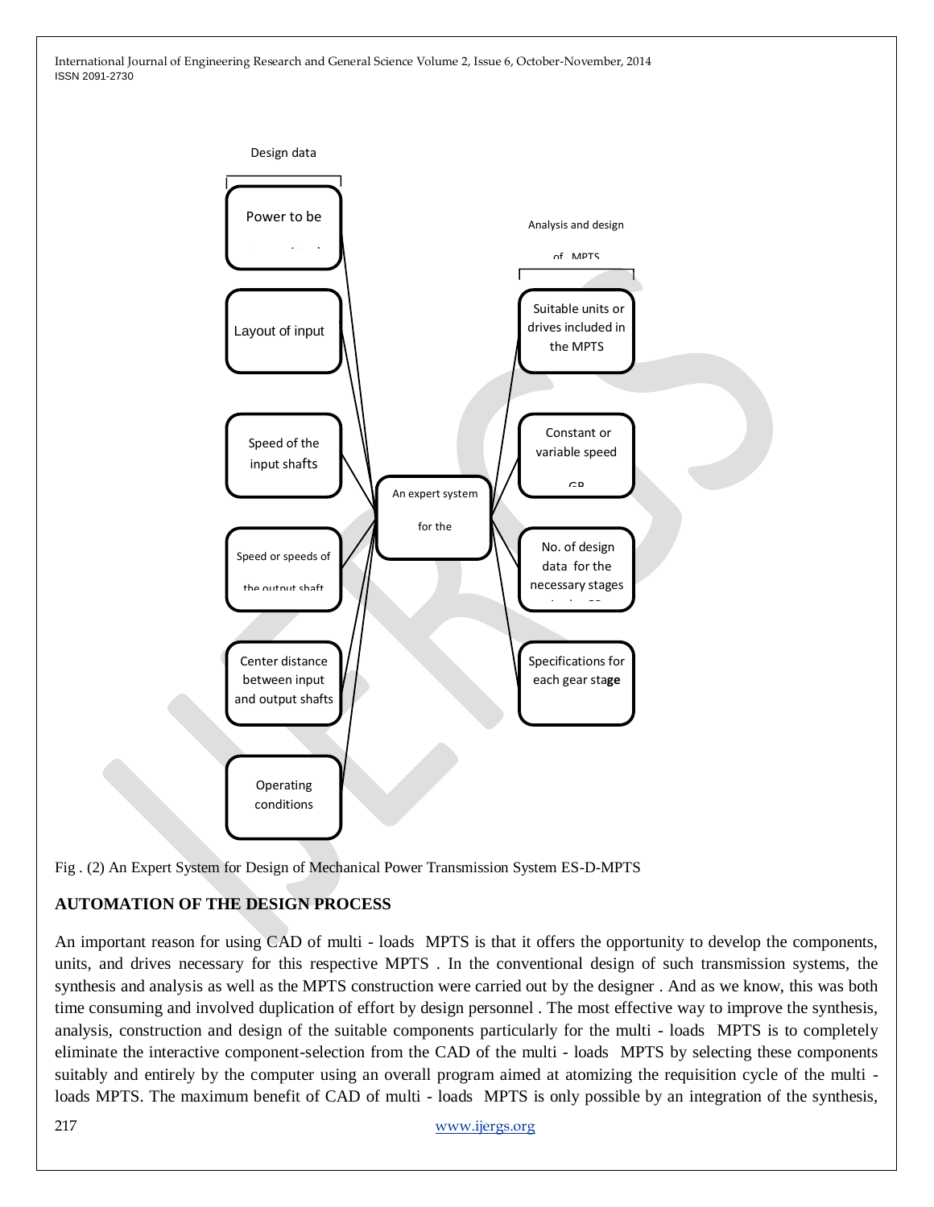Design data

Power to be

Layout of input

Speed of the input shafts

Speed or speeds of the output shaft

Center distance between input and output shafts

Operating conditions

An expert system for the

Analysis and design of MPTS

Suitable units or drives included in the MPTS

Constant or variable speed GB

No. of design data for the necessary stages

Specifications for each gear stage

Fig . (2) An Expert System for Design of Mechanical Power Transmission System ES-D-MPTS

## AUTOMATION OF THE DESIGN PROCESS

An important reason for using CAD of multi - loads MPTS is that it offers the opportunity to develop the components, units, and drives necessary for this respective MPTS . In the conventional design of such transmission systems, the synthesis and analysis as well as the MPTS construction were carried out by the designer . And as we know, this was both time consuming and involved duplication of effort by design personnel . The most effective way to improve the synthesis, analysis, construction and design of the suitable components particularly for the multi - loads MPTS is to completely eliminate the interactive component-selection from the CAD of the multi - loads MPTS by selecting these components suitably and entirely by the computer using an overall program aimed at atomizing the requisition cycle of the multi - loads MPTS. The maximum benefit of CAD of multi - loads MPTS is only possible by an integration of the synthesis,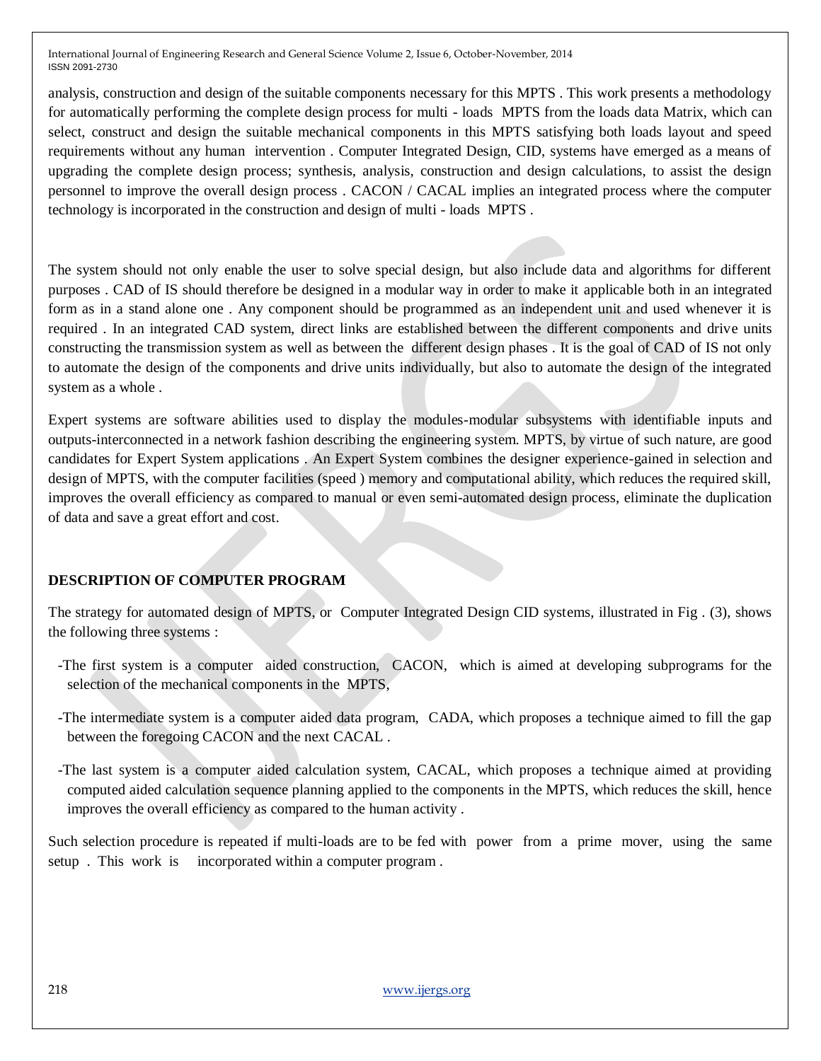analysis, construction and design of the suitable components necessary for this MPTS . This work presents a methodology for automatically performing the complete design process for multi - loads MPTS from the loads data Matrix, which can select, construct and design the suitable mechanical components in this MPTS satisfying both loads layout and speed requirements without any human intervention . Computer Integrated Design, CID, systems have emerged as a means of upgrading the complete design process; synthesis, analysis, construction and design calculations, to assist the design personnel to improve the overall design process . CACON / CACAL implies an integrated process where the computer technology is incorporated in the construction and design of multi - loads MPTS .

The system should not only enable the user to solve special design, but also include data and algorithms for different purposes . CAD of IS should therefore be designed in a modular way in order to make it applicable both in an integrated form as in a stand alone one . Any component should be programmed as an independent unit and used whenever it is required . In an integrated CAD system, direct links are established between the different components and drive units constructing the transmission system as well as between the different design phases . It is the goal of CAD of IS not only to automate the design of the components and drive units individually, but also to automate the design of the integrated system as a whole .

Expert systems are software abilities used to display the modules-modular subsystems with identifiable inputs and outputs-interconnected in a network fashion describing the engineering system. MPTS, by virtue of such nature, are good candidates for Expert System applications . An Expert System combines the designer experience-gained in selection and design of MPTS, with the computer facilities (speed ) memory and computational ability, which reduces the required skill, improves the overall efficiency as compared to manual or even semi-automated design process, eliminate the duplication of data and save a great effort and cost.

## DESCRIPTION OF COMPUTER PROGRAM

The strategy for automated design of MPTS, or Computer Integrated Design CID systems, illustrated in Fig . (3), shows the following three systems :

- The first system is a computer aided construction, CACON, which is aimed at developing subprograms for the selection of the mechanical components in the MPTS,
- The intermediate system is a computer aided data program, CADA, which proposes a technique aimed to fill the gap between the foregoing CACON and the next CACAL .
- The last system is a computer aided calculation system, CACAL, which proposes a technique aimed at providing computed aided calculation sequence planning applied to the components in the MPTS, which reduces the skill, hence improves the overall efficiency as compared to the human activity .

Such selection procedure is repeated if multi-loads are to be fed with power from a prime mover, using the same setup . This work is incorporated within a computer program .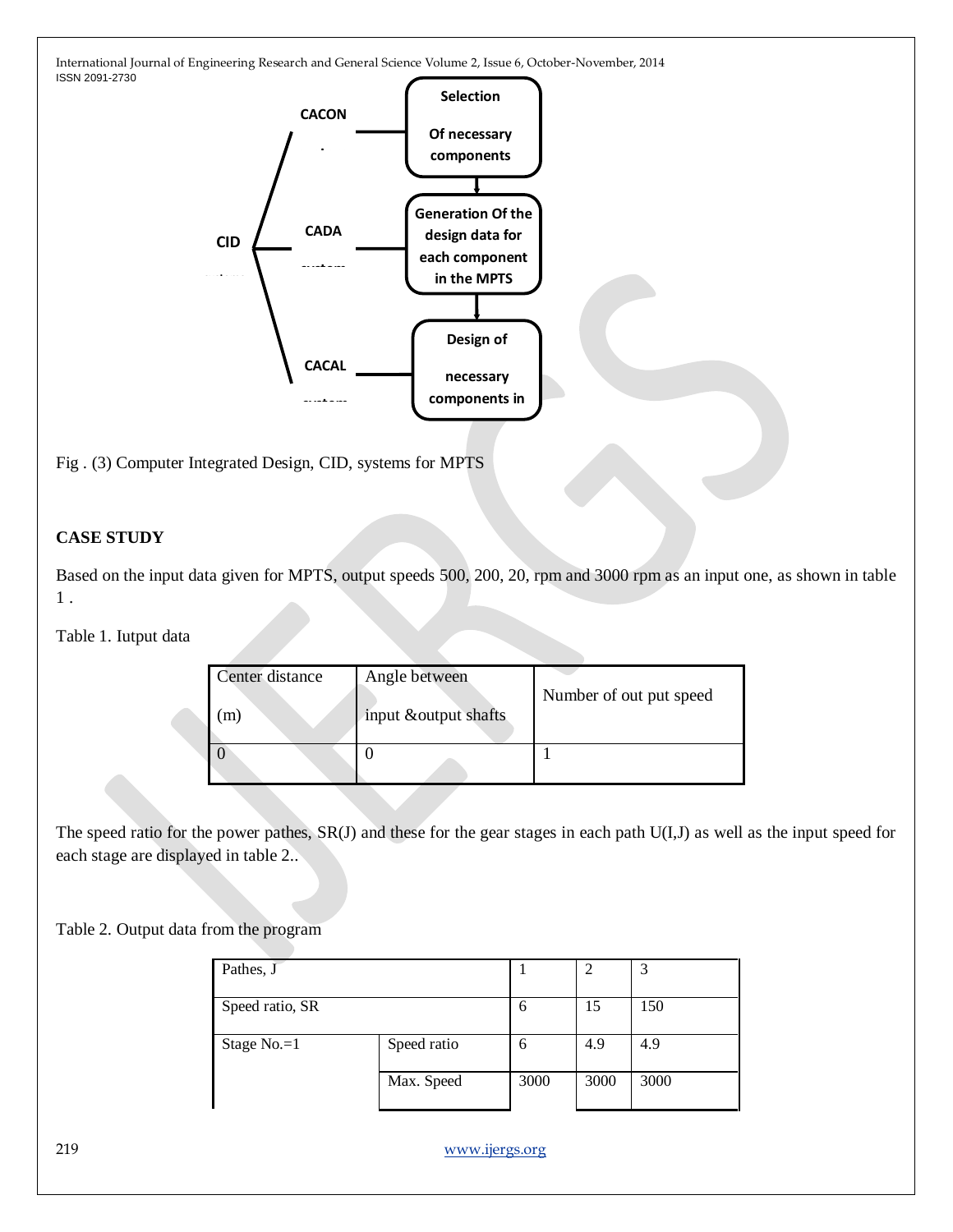Fig . (3) Computer Integrated Design, CID, systems for MPTS

## CASE STUDY

Based on the input data given for MPTS, output speeds 500, 200, 20, rpm and 3000 rpm as an input one, as shown in table 1 .

Table 1. Iutput data

| Center distance (m) | Angle between input &output shafts | Number of out put speed |
|---|---|---|
| 0 | 0 | 1 |

The speed ratio for the power pathes, SR(J) and these for the gear stages in each path U(I,J) as well as the input speed for each stage are displayed in table 2..

Table 2. Output data from the program

| Pathes, J | | 1 | 2 | 3 |
|---|---|---|---|---|
| Speed ratio, SR | | 6 | 15 | 150 |
| Stage No.=1 | Speed ratio | 6 | 4.9 | 4.9 |
| | Max. Speed | 3000 | 3000 | 3000 |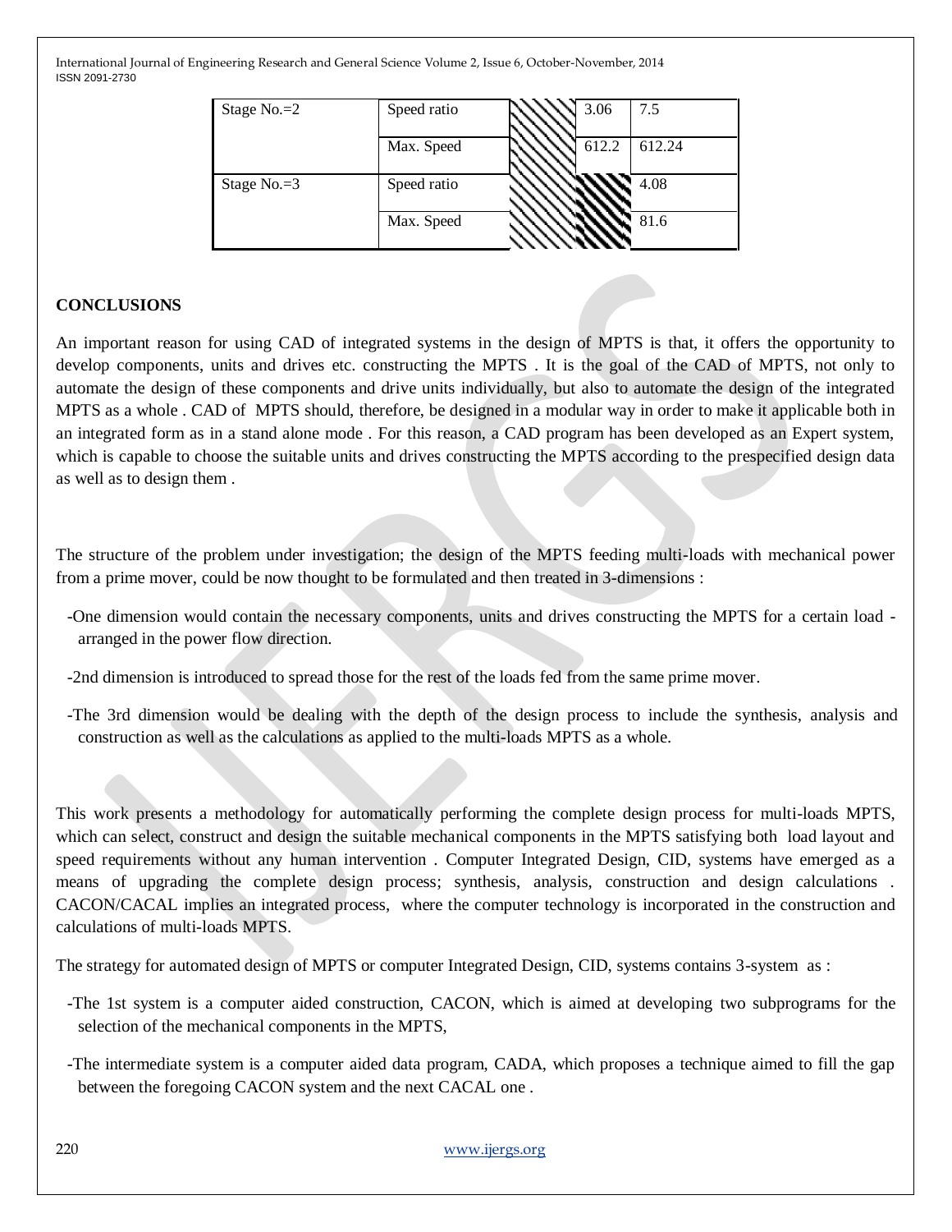| Stage No.=2 | Speed ratio | | 3.06 | 7.5 |
|---|---|---|---|---|
| | Max. Speed | | 612.2 | 612.24 |
| Stage No.=3 | Speed ratio | | | 4.08 |
| | Max. Speed | | | 81.6 |

## CONCLUSIONS

An important reason for using CAD of integrated systems in the design of MPTS is that, it offers the opportunity to develop components, units and drives etc. constructing the MPTS . It is the goal of the CAD of MPTS, not only to automate the design of these components and drive units individually, but also to automate the design of the integrated MPTS as a whole . CAD of MPTS should, therefore, be designed in a modular way in order to make it applicable both in an integrated form as in a stand alone mode . For this reason, a CAD program has been developed as an Expert system, which is capable to choose the suitable units and drives constructing the MPTS according to the prespecified design data as well as to design them .

The structure of the problem under investigation; the design of the MPTS feeding multi-loads with mechanical power from a prime mover, could be now thought to be formulated and then treated in 3-dimensions :

- -One dimension would contain the necessary components, units and drives constructing the MPTS for a certain load - arranged in the power flow direction.
- -2nd dimension is introduced to spread those for the rest of the loads fed from the same prime mover.
- -The 3rd dimension would be dealing with the depth of the design process to include the synthesis, analysis and construction as well as the calculations as applied to the multi-loads MPTS as a whole.

This work presents a methodology for automatically performing the complete design process for multi-loads MPTS, which can select, construct and design the suitable mechanical components in the MPTS satisfying both load layout and speed requirements without any human intervention . Computer Integrated Design, CID, systems have emerged as a means of upgrading the complete design process; synthesis, analysis, construction and design calculations . CACON/CACAL implies an integrated process, where the computer technology is incorporated in the construction and calculations of multi-loads MPTS.

The strategy for automated design of MPTS or computer Integrated Design, CID, systems contains 3-system as :

- -The 1st system is a computer aided construction, CACON, which is aimed at developing two subprograms for the selection of the mechanical components in the MPTS,
- -The intermediate system is a computer aided data program, CADA, which proposes a technique aimed to fill the gap between the foregoing CACON system and the next CACAL one .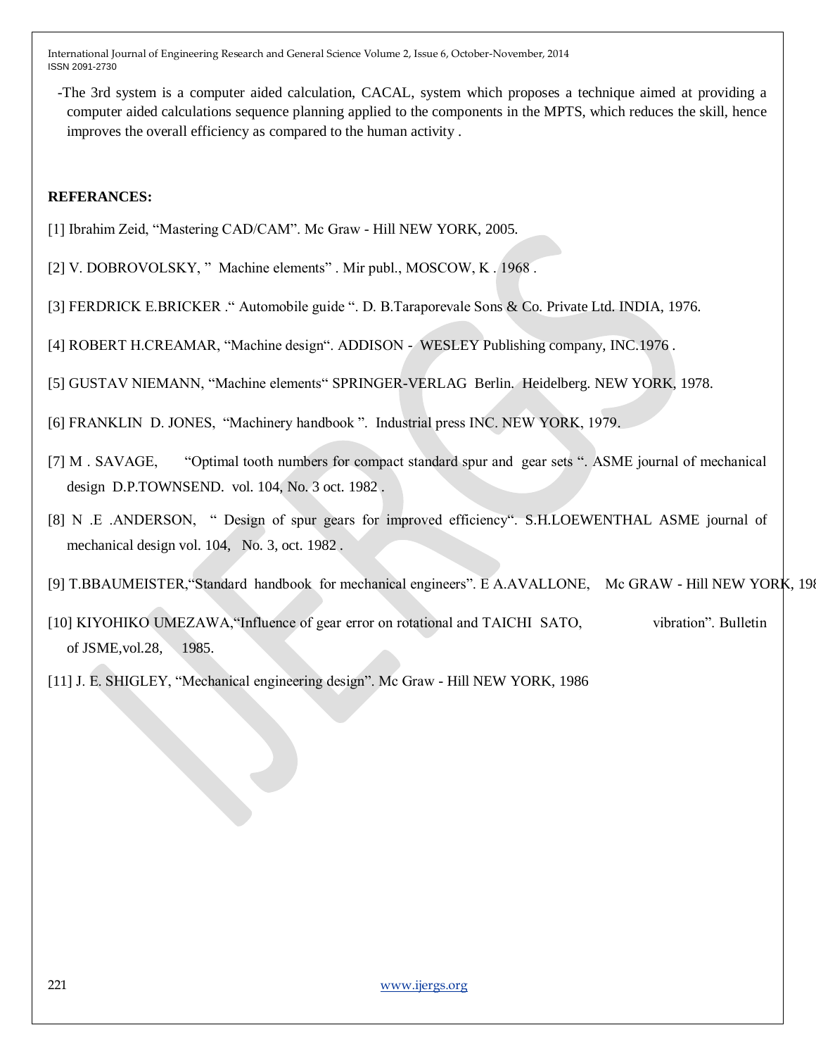-The 3rd system is a computer aided calculation, CACAL, system which proposes a technique aimed at providing a computer aided calculations sequence planning applied to the components in the MPTS, which reduces the skill, hence improves the overall efficiency as compared to the human activity .

**REFERANCES:**

[1] Ibrahim Zeid, "Mastering CAD/CAM". Mc Graw - Hill NEW YORK, 2005.

[2] V. DOBROVOLSKY, " Machine elements" . Mir publ., MOSCOW, K . 1968 .

[3] FERDRICK E.BRICKER ." Automobile guide ". D. B.Taraporevale Sons & Co. Private Ltd. INDIA, 1976.

[4] ROBERT H.CREAMAR, "Machine design". ADDISON - WESLEY Publishing company, INC.1976 .

[5] GUSTAV NIEMANN, "Machine elements" SPRINGER-VERLAG Berlin. Heidelberg. NEW YORK, 1978.

[6] FRANKLIN D. JONES, "Machinery handbook ". Industrial press INC. NEW YORK, 1979.

[7] M . SAVAGE, "Optimal tooth numbers for compact standard spur and gear sets ". ASME journal of mechanical design D.P.TOWNSEND. vol. 104, No. 3 oct. 1982 .

[8] N .E .ANDERSON, " Design of spur gears for improved efficiency". S.H.LOEWENTHAL ASME journal of mechanical design vol. 104, No. 3, oct. 1982 .

[9] T.BBAUMEISTER,"Standard handbook for mechanical engineers". E A.AVALLONE, Mc GRAW - Hill NEW YORK, 19

[10] KIYOHIKO UMEZAWA,"Influence of gear error on rotational and TAICHI SATO, vibration". Bulletin of JSME,vol.28, 1985.

[11] J. E. SHIGLEY, "Mechanical engineering design". Mc Graw - Hill NEW YORK, 1986